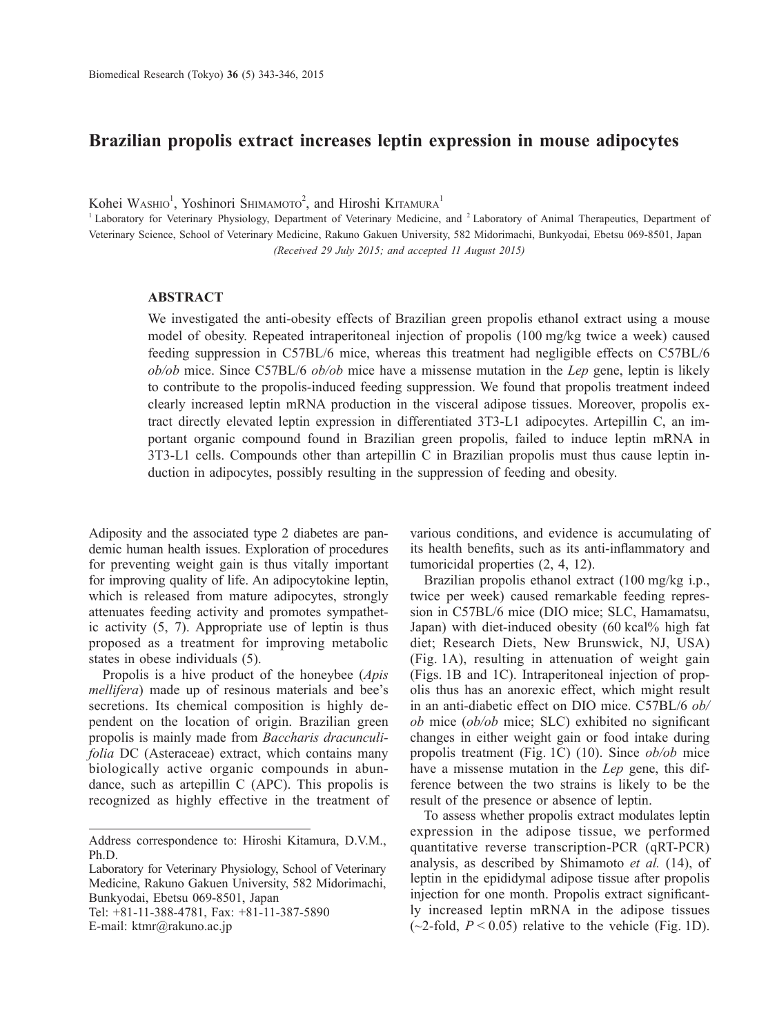# Brazilian propolis extract increases leptin expression in mouse adipocytes

Kohei WASHIO[1], Yoshinori SHIMAMOTO[2], and Hiroshi KITAMURA[1]

[1] Laboratory for Veterinary Physiology, Department of Veterinary Medicine, and [2] Laboratory of Animal Therapeutics, Department of Veterinary Science, School of Veterinary Medicine, Rakuno Gakuen University, 582 Midorimachi, Bunkyodai, Ebetsu 069-8501, Japan

*(Received 29 July 2015; and accepted 11 August 2015)*

## ABSTRACT

We investigated the anti-obesity effects of Brazilian green propolis ethanol extract using a mouse model of obesity. Repeated intraperitoneal injection of propolis (100 mg/kg twice a week) caused feeding suppression in C57BL/6 mice, whereas this treatment had negligible effects on C57BL/6 *ob/ob* mice. Since C57BL/6 *ob/ob* mice have a missense mutation in the *Lep* gene, leptin is likely to contribute to the propolis-induced feeding suppression. We found that propolis treatment indeed clearly increased leptin mRNA production in the visceral adipose tissues. Moreover, propolis extract directly elevated leptin expression in differentiated 3T3-L1 adipocytes. Artepillin C, an important organic compound found in Brazilian green propolis, failed to induce leptin mRNA in 3T3-L1 cells. Compounds other than artepillin C in Brazilian propolis must thus cause leptin induction in adipocytes, possibly resulting in the suppression of feeding and obesity.

Adiposity and the associated type 2 diabetes are pandemic human health issues. Exploration of procedures for preventing weight gain is thus vitally important for improving quality of life. An adipocytokine leptin, which is released from mature adipocytes, strongly attenuates feeding activity and promotes sympathetic activity (5, 7). Appropriate use of leptin is thus proposed as a treatment for improving metabolic states in obese individuals (5).

Propolis is a hive product of the honeybee (*Apis mellifera*) made up of resinous materials and bee's secretions. Its chemical composition is highly dependent on the location of origin. Brazilian green propolis is mainly made from *Baccharis dracunculifolia* DC (Asteraceae) extract, which contains many biologically active organic compounds in abundance, such as artepillin C (APC). This propolis is recognized as highly effective in the treatment of various conditions, and evidence is accumulating of its health benefits, such as its anti-inflammatory and tumoricidal properties (2, 4, 12).

Brazilian propolis ethanol extract (100 mg/kg i.p., twice per week) caused remarkable feeding repression in C57BL/6 mice (DIO mice; SLC, Hamamatsu, Japan) with diet-induced obesity (60 kcal% high fat diet; Research Diets, New Brunswick, NJ, USA) (Fig. 1A), resulting in attenuation of weight gain (Figs. 1B and 1C). Intraperitoneal injection of propolis thus has an anorexic effect, which might result in an anti-diabetic effect on DIO mice. C57BL/6 *ob/ob* mice (*ob/ob* mice; SLC) exhibited no significant changes in either weight gain or food intake during propolis treatment (Fig. 1C) (10). Since *ob/ob* mice have a missense mutation in the *Lep* gene, this difference between the two strains is likely to be the result of the presence or absence of leptin.

To assess whether propolis extract modulates leptin expression in the adipose tissue, we performed quantitative reverse transcription-PCR (qRT-PCR) analysis, as described by Shimamoto *et al.* (14), of leptin in the epididymal adipose tissue after propolis injection for one month. Propolis extract significantly increased leptin mRNA in the adipose tissues (~2-fold, $P < 0.05$) relative to the vehicle (Fig. 1D).

---

Address correspondence to: Hiroshi Kitamura, D.V.M., Ph.D.
Laboratory for Veterinary Physiology, School of Veterinary Medicine, Rakuno Gakuen University, 582 Midorimachi, Bunkyodai, Ebetsu 069-8501, Japan
Tel: +81-11-388-4781, Fax: +81-11-387-5890
E-mail: ktmr@rakuno.ac.jp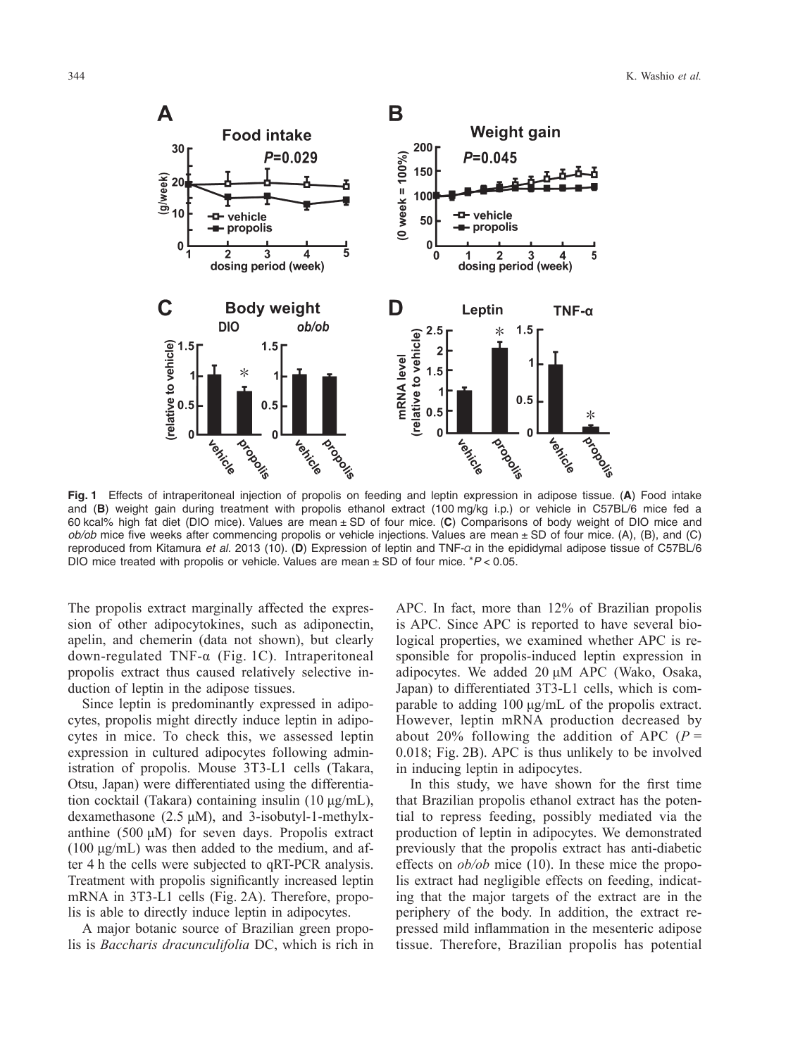**Fig. 1** Effects of intraperitoneal injection of propolis on feeding and leptin expression in adipose tissue. (**A**) Food intake and (**B**) weight gain during treatment with propolis ethanol extract (100 mg/kg i.p.) or vehicle in C57BL/6 mice fed a 60 kcal% high fat diet (DIO mice). Values are mean ± SD of four mice. (**C**) Comparisons of body weight of DIO mice and *ob/ob* mice five weeks after commencing propolis or vehicle injections. Values are mean ± SD of four mice. (A), (B), and (C) reproduced from Kitamura *et al.* 2013 (10). (**D**) Expression of leptin and TNF-*α* in the epididymal adipose tissue of C57BL/6 DIO mice treated with propolis or vehicle. Values are mean ± SD of four mice. *$P < 0.05$.

The propolis extract marginally affected the expression of other adipocytokines, such as adiponectin, apelin, and chemerin (data not shown), but clearly down-regulated TNF-α (Fig. 1C). Intraperitoneal propolis extract thus caused relatively selective induction of leptin in the adipose tissues.

Since leptin is predominantly expressed in adipocytes, propolis might directly induce leptin in adipocytes in mice. To check this, we assessed leptin expression in cultured adipocytes following administration of propolis. Mouse 3T3-L1 cells (Takara, Otsu, Japan) were differentiated using the differentiation cocktail (Takara) containing insulin (10 μg/mL), dexamethasone (2.5 μM), and 3-isobutyl-1-methylxanthine (500 μM) for seven days. Propolis extract (100 μg/mL) was then added to the medium, and after 4 h the cells were subjected to qRT-PCR analysis. Treatment with propolis significantly increased leptin mRNA in 3T3-L1 cells (Fig. 2A). Therefore, propolis is able to directly induce leptin in adipocytes.

A major botanic source of Brazilian green propolis is *Baccharis dracunculifolia* DC, which is rich in APC. In fact, more than 12% of Brazilian propolis is APC. Since APC is reported to have several biological properties, we examined whether APC is responsible for propolis-induced leptin expression in adipocytes. We added 20 μM APC (Wako, Osaka, Japan) to differentiated 3T3-L1 cells, which is comparable to adding 100 μg/mL of the propolis extract. However, leptin mRNA production decreased by about 20% following the addition of APC ($P = 0.018$; Fig. 2B). APC is thus unlikely to be involved in inducing leptin in adipocytes.

In this study, we have shown for the first time that Brazilian propolis ethanol extract has the potential to repress feeding, possibly mediated via the production of leptin in adipocytes. We demonstrated previously that the propolis extract has anti-diabetic effects on *ob/ob* mice (10). In these mice the propolis extract had negligible effects on feeding, indicating that the major targets of the extract are in the periphery of the body. In addition, the extract repressed mild inflammation in the mesenteric adipose tissue. Therefore, Brazilian propolis has potential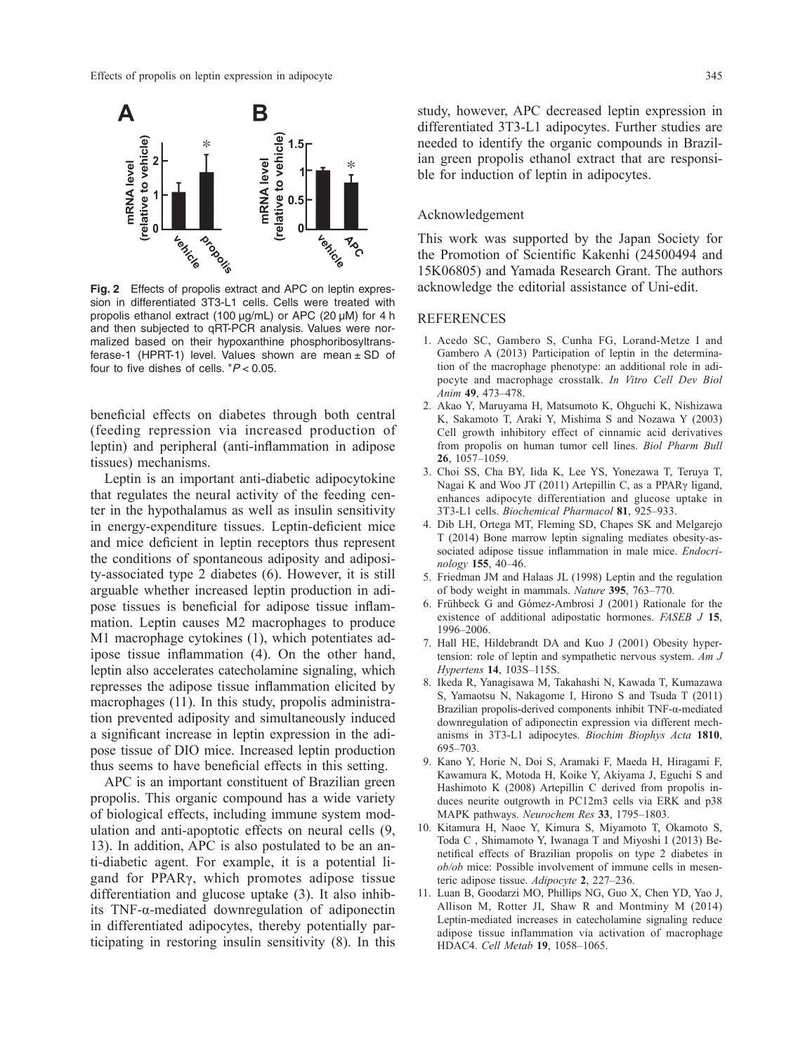**Fig. 2** Effects of propolis extract and APC on leptin expression in differentiated 3T3-L1 cells. Cells were treated with propolis ethanol extract (100 μg/mL) or APC (20 μM) for 4 h and then subjected to qRT-PCR analysis. Values were normalized based on their hypoxanthine phosphoribosyltransferase-1 (HPRT-1) level. Values shown are mean ± SD of four to five dishes of cells. $^{*}P < 0.05$.

beneficial effects on diabetes through both central (feeding repression via increased production of leptin) and peripheral (anti-inflammation in adipose tissues) mechanisms.

Leptin is an important anti-diabetic adipocytokine that regulates the neural activity of the feeding center in the hypothalamus as well as insulin sensitivity in energy-expenditure tissues. Leptin-deficient mice and mice deficient in leptin receptors thus represent the conditions of spontaneous adiposity and adiposity-associated type 2 diabetes (6). However, it is still arguable whether increased leptin production in adipose tissues is beneficial for adipose tissue inflammation. Leptin causes M2 macrophages to produce M1 macrophage cytokines (1), which potentiates adipose tissue inflammation (4). On the other hand, leptin also accelerates catecholamine signaling, which represses the adipose tissue inflammation elicited by macrophages (11). In this study, propolis administration prevented adiposity and simultaneously induced a significant increase in leptin expression in the adipose tissue of DIO mice. Increased leptin production thus seems to have beneficial effects in this setting.

APC is an important constituent of Brazilian green propolis. This organic compound has a wide variety of biological effects, including immune system modulation and anti-apoptotic effects on neural cells (9, 13). In addition, APC is also postulated to be an anti-diabetic agent. For example, it is a potential ligand for PPARγ, which promotes adipose tissue differentiation and glucose uptake (3). It also inhibits TNF-α-mediated downregulation of adiponectin in differentiated adipocytes, thereby potentially participating in restoring insulin sensitivity (8). In this study, however, APC decreased leptin expression in differentiated 3T3-L1 adipocytes. Further studies are needed to identify the organic compounds in Brazilian green propolis ethanol extract that are responsible for induction of leptin in adipocytes.

## Acknowledgement

This work was supported by the Japan Society for the Promotion of Scientific Kakenhi (24500494 and 15K06805) and Yamada Research Grant. The authors acknowledge the editorial assistance of Uni-edit.

## REFERENCES

1. Acedo SC, Gambero S, Cunha FG, Lorand-Metze I and Gambero A (2013) Participation of leptin in the determination of the macrophage phenotype: an additional role in adipocyte and macrophage crosstalk. *In Vitro Cell Dev Biol Anim* **49**, 473–478.
2. Akao Y, Maruyama H, Matsumoto K, Ohguchi K, Nishizawa K, Sakamoto T, Araki Y, Mishima S and Nozawa Y (2003) Cell growth inhibitory effect of cinnamic acid derivatives from propolis on human tumor cell lines. *Biol Pharm Bull* **26**, 1057–1059.
3. Choi SS, Cha BY, Iida K, Lee YS, Yonezawa T, Teruya T, Nagai K and Woo JT (2011) Artepillin C, as a PPARγ ligand, enhances adipocyte differentiation and glucose uptake in 3T3-L1 cells. *Biochemical Pharmacol* **81**, 925–933.
4. Dib LH, Ortega MT, Fleming SD, Chapes SK and Melgarejo T (2014) Bone marrow leptin signaling mediates obesity-associated adipose tissue inflammation in male mice. *Endocrinology* **155**, 40–46.
5. Friedman JM and Halaas JL (1998) Leptin and the regulation of body weight in mammals. *Nature* **395**, 763–770.
6. Frühbeck G and Gómez-Ambrosi J (2001) Rationale for the existence of additional adipostatic hormones. *FASEB J* **15**, 1996–2006.
7. Hall HE, Hildebrandt DA and Kuo J (2001) Obesity hypertension: role of leptin and sympathetic nervous system. *Am J Hypertens* **14**, 103S–115S.
8. Ikeda R, Yanagisawa M, Takahashi N, Kawada T, Kumazawa S, Yamaotsu N, Nakagome I, Hirono S and Tsuda T (2011) Brazilian propolis-derived components inhibit TNF-α-mediated downregulation of adiponectin expression via different mechanisms in 3T3-L1 adipocytes. *Biochim Biophys Acta* **1810**, 695–703.
9. Kano Y, Horie N, Doi S, Aramaki F, Maeda H, Hiragami F, Kawamura K, Motoda H, Koike Y, Akiyama J, Eguchi S and Hashimoto K (2008) Artepillin C derived from propolis induces neurite outgrowth in PC12m3 cells via ERK and p38 MAPK pathways. *Neurochem Res* **33**, 1795–1803.
10. Kitamura H, Naoe Y, Kimura S, Miyamoto T, Okamoto S, Toda C , Shimamoto Y, Iwanaga T and Miyoshi I (2013) Benetifical effects of Brazilian propolis on type 2 diabetes in *ob/ob* mice: Possible involvement of immune cells in mesenteric adipose tissue. *Adipocyte* **2**, 227–236.
11. Luan B, Goodarzi MO, Phillips NG, Guo X, Chen YD, Yao J, Allison M, Rotter JI, Shaw R and Montminy M (2014) Leptin-mediated increases in catecholamine signaling reduce adipose tissue inflammation via activation of macrophage HDAC4. *Cell Metab* **19**, 1058–1065.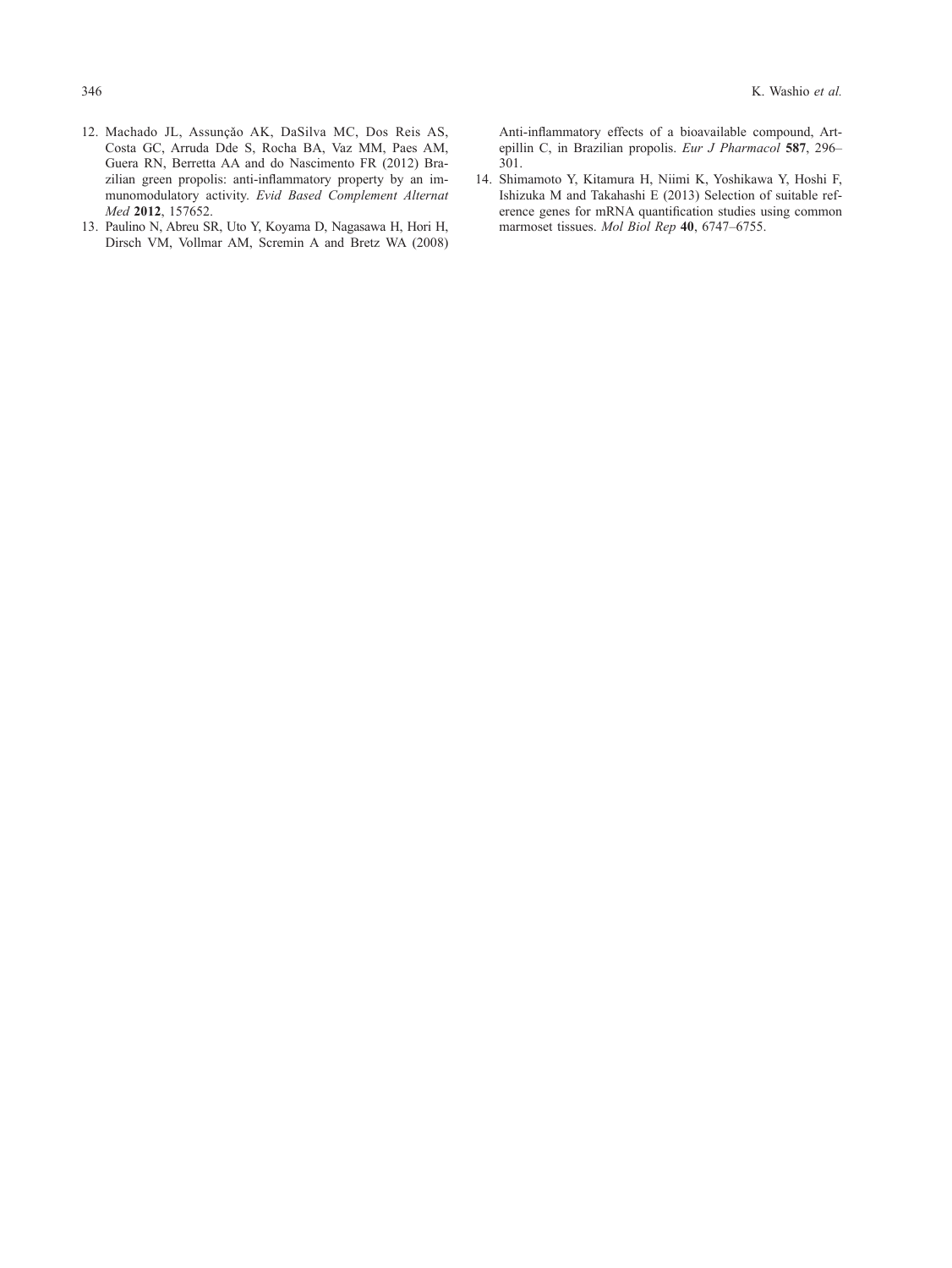12. Machado JL, Assunção AK, DaSilva MC, Dos Reis AS, Costa GC, Arruda Dde S, Rocha BA, Vaz MM, Paes AM, Guera RN, Berretta AA and do Nascimento FR (2012) Brazilian green propolis: anti-inflammatory property by an immunomodulatory activity. *Evid Based Complement Alternat Med* **2012**, 157652.
13. Paulino N, Abreu SR, Uto Y, Koyama D, Nagasawa H, Hori H, Dirsch VM, Vollmar AM, Scremin A and Bretz WA (2008) Anti-inflammatory effects of a bioavailable compound, Artepillin C, in Brazilian propolis. *Eur J Pharmacol* **587**, 296–301.
14. Shimamoto Y, Kitamura H, Niimi K, Yoshikawa Y, Hoshi F, Ishizuka M and Takahashi E (2013) Selection of suitable reference genes for mRNA quantification studies using common marmoset tissues. *Mol Biol Rep* **40**, 6747–6755.